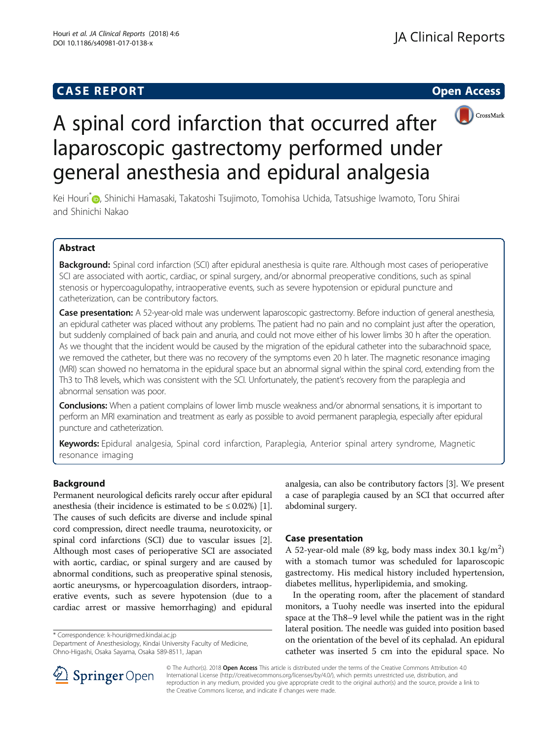# CASE REPORT

# A spinal cord infarction that occurred after laparoscopic gastrectomy performed under general anesthesia and epidural analgesia

Kei Houri[*], Shinichi Hamasaki, Takatoshi Tsujimoto, Tomohisa Uchida, Tatsushige Iwamoto, Toru Shirai and Shinichi Nakao

## Abstract

**Background:** Spinal cord infarction (SCI) after epidural anesthesia is quite rare. Although most cases of perioperative SCI are associated with aortic, cardiac, or spinal surgery, and/or abnormal preoperative conditions, such as spinal stenosis or hypercoagulopathy, intraoperative events, such as severe hypotension or epidural puncture and catheterization, can be contributory factors.

**Case presentation:** A 52-year-old male was underwent laparoscopic gastrectomy. Before induction of general anesthesia, an epidural catheter was placed without any problems. The patient had no pain and no complaint just after the operation, but suddenly complained of back pain and anuria, and could not move either of his lower limbs 30 h after the operation. As we thought that the incident would be caused by the migration of the epidural catheter into the subarachnoid space, we removed the catheter, but there was no recovery of the symptoms even 20 h later. The magnetic resonance imaging (MRI) scan showed no hematoma in the epidural space but an abnormal signal within the spinal cord, extending from the Th3 to Th8 levels, which was consistent with the SCI. Unfortunately, the patient's recovery from the paraplegia and abnormal sensation was poor.

**Conclusions:** When a patient complains of lower limb muscle weakness and/or abnormal sensations, it is important to perform an MRI examination and treatment as early as possible to avoid permanent paraplegia, especially after epidural puncture and catheterization.

**Keywords:** Epidural analgesia, Spinal cord infarction, Paraplegia, Anterior spinal artery syndrome, Magnetic resonance imaging

## Background

Permanent neurological deficits rarely occur after epidural anesthesia (their incidence is estimated to be ≤ 0.02%) [1]. The causes of such deficits are diverse and include spinal cord compression, direct needle trauma, neurotoxicity, or spinal cord infarctions (SCI) due to vascular issues [2]. Although most cases of perioperative SCI are associated with aortic, cardiac, or spinal surgery and are caused by abnormal conditions, such as preoperative spinal stenosis, aortic aneurysms, or hypercoagulation disorders, intraoperative events, such as severe hypotension (due to a cardiac arrest or massive hemorrhaging) and epidural analgesia, can also be contributory factors [3]. We present a case of paraplegia caused by an SCI that occurred after abdominal surgery.

## Case presentation

A 52-year-old male (89 kg, body mass index 30.1 kg/m$^2$) with a stomach tumor was scheduled for laparoscopic gastrectomy. His medical history included hypertension, diabetes mellitus, hyperlipidemia, and smoking.

In the operating room, after the placement of standard monitors, a Tuohy needle was inserted into the epidural space at the Th8–9 level while the patient was in the right lateral position. The needle was guided into position based on the orientation of the bevel of its cephalad. An epidural catheter was inserted 5 cm into the epidural space. No

\* Correspondence: k-houri@med.kindai.ac.jp
Department of Anesthesiology, Kindai University Faculty of Medicine, Ohno-Higashi, Osaka Sayama, Osaka 589-8511, Japan

© The Author(s). 2018 **Open Access** This article is distributed under the terms of the Creative Commons Attribution 4.0 International License (http://creativecommons.org/licenses/by/4.0/), which permits unrestricted use, distribution, and reproduction in any medium, provided you give appropriate credit to the original author(s) and the source, provide a link to the Creative Commons license, and indicate if changes were made.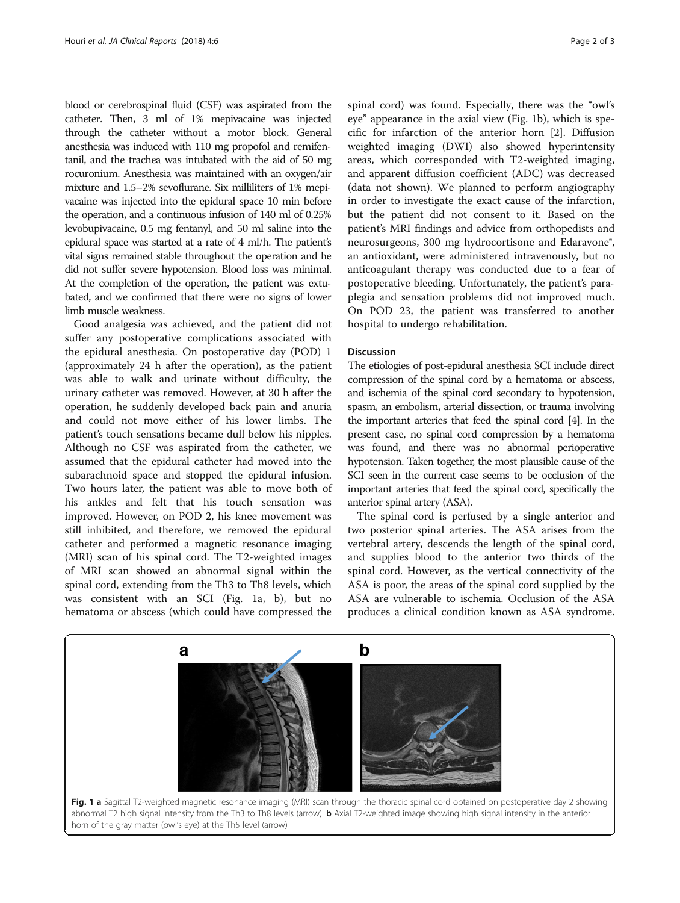blood or cerebrospinal fluid (CSF) was aspirated from the catheter. Then, 3 ml of 1% mepivacaine was injected through the catheter without a motor block. General anesthesia was induced with 110 mg propofol and remifentanil, and the trachea was intubated with the aid of 50 mg rocuronium. Anesthesia was maintained with an oxygen/air mixture and 1.5–2% sevoflurane. Six milliliters of 1% mepivacaine was injected into the epidural space 10 min before the operation, and a continuous infusion of 140 ml of 0.25% levobupivacaine, 0.5 mg fentanyl, and 50 ml saline into the epidural space was started at a rate of 4 ml/h. The patient's vital signs remained stable throughout the operation and he did not suffer severe hypotension. Blood loss was minimal. At the completion of the operation, the patient was extubated, and we confirmed that there were no signs of lower limb muscle weakness.

Good analgesia was achieved, and the patient did not suffer any postoperative complications associated with the epidural anesthesia. On postoperative day (POD) 1 (approximately 24 h after the operation), as the patient was able to walk and urinate without difficulty, the urinary catheter was removed. However, at 30 h after the operation, he suddenly developed back pain and anuria and could not move either of his lower limbs. The patient's touch sensations became dull below his nipples. Although no CSF was aspirated from the catheter, we assumed that the epidural catheter had moved into the subarachnoid space and stopped the epidural infusion. Two hours later, the patient was able to move both of his ankles and felt that his touch sensation was improved. However, on POD 2, his knee movement was still inhibited, and therefore, we removed the epidural catheter and performed a magnetic resonance imaging (MRI) scan of his spinal cord. The T2-weighted images of MRI scan showed an abnormal signal within the spinal cord, extending from the Th3 to Th8 levels, which was consistent with an SCI (Fig. 1a, b), but no hematoma or abscess (which could have compressed the spinal cord) was found. Especially, there was the "owl's eye" appearance in the axial view (Fig. 1b), which is specific for infarction of the anterior horn [2]. Diffusion weighted imaging (DWI) also showed hyperintensity areas, which corresponded with T2-weighted imaging, and apparent diffusion coefficient (ADC) was decreased (data not shown). We planned to perform angiography in order to investigate the exact cause of the infarction, but the patient did not consent to it. Based on the patient's MRI findings and advice from orthopedists and neurosurgeons, 300 mg hydrocortisone and Edaravone®, an antioxidant, were administered intravenously, but no anticoagulant therapy was conducted due to a fear of postoperative bleeding. Unfortunately, the patient's paraplegia and sensation problems did not improved much. On POD 23, the patient was transferred to another hospital to undergo rehabilitation.

## Discussion

The etiologies of post-epidural anesthesia SCI include direct compression of the spinal cord by a hematoma or abscess, and ischemia of the spinal cord secondary to hypotension, spasm, an embolism, arterial dissection, or trauma involving the important arteries that feed the spinal cord [4]. In the present case, no spinal cord compression by a hematoma was found, and there was no abnormal perioperative hypotension. Taken together, the most plausible cause of the SCI seen in the current case seems to be occlusion of the important arteries that feed the spinal cord, specifically the anterior spinal artery (ASA).

The spinal cord is perfused by a single anterior and two posterior spinal arteries. The ASA arises from the vertebral artery, descends the length of the spinal cord, and supplies blood to the anterior two thirds of the spinal cord. However, as the vertical connectivity of the ASA is poor, the areas of the spinal cord supplied by the ASA are vulnerable to ischemia. Occlusion of the ASA produces a clinical condition known as ASA syndrome.

**Fig. 1 a** Sagittal T2-weighted magnetic resonance imaging (MRI) scan through the thoracic spinal cord obtained on postoperative day 2 showing abnormal T2 high signal intensity from the Th3 to Th8 levels (arrow). **b** Axial T2-weighted image showing high signal intensity in the anterior horn of the gray matter (owl's eye) at the Th5 level (arrow)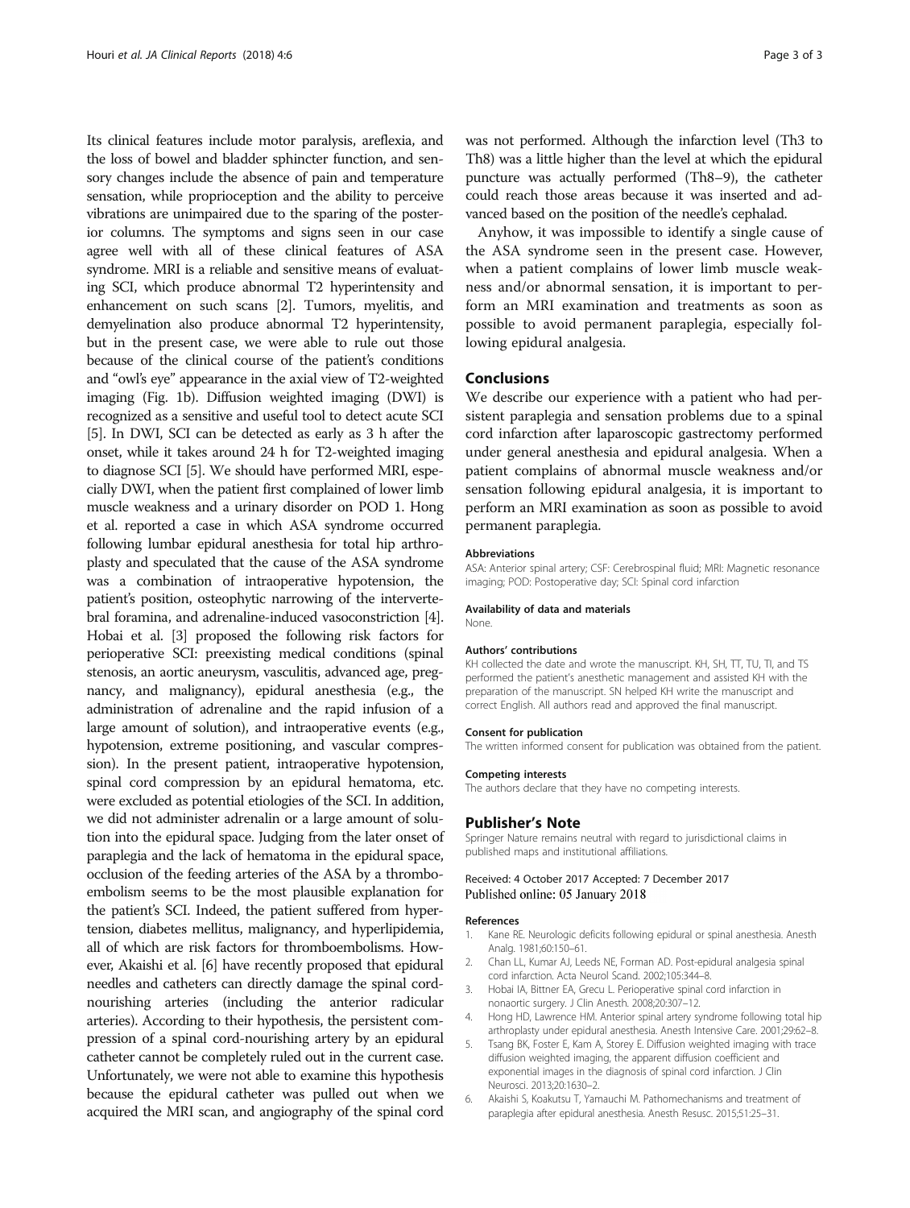Its clinical features include motor paralysis, areflexia, and the loss of bowel and bladder sphincter function, and sensory changes include the absence of pain and temperature sensation, while proprioception and the ability to perceive vibrations are unimpaired due to the sparing of the posterior columns. The symptoms and signs seen in our case agree well with all of these clinical features of ASA syndrome. MRI is a reliable and sensitive means of evaluating SCI, which produce abnormal T2 hyperintensity and enhancement on such scans [2]. Tumors, myelitis, and demyelination also produce abnormal T2 hyperintensity, but in the present case, we were able to rule out those because of the clinical course of the patient's conditions and "owl's eye" appearance in the axial view of T2-weighted imaging (Fig. 1b). Diffusion weighted imaging (DWI) is recognized as a sensitive and useful tool to detect acute SCI [5]. In DWI, SCI can be detected as early as 3 h after the onset, while it takes around 24 h for T2-weighted imaging to diagnose SCI [5]. We should have performed MRI, especially DWI, when the patient first complained of lower limb muscle weakness and a urinary disorder on POD 1. Hong et al. reported a case in which ASA syndrome occurred following lumbar epidural anesthesia for total hip arthroplasty and speculated that the cause of the ASA syndrome was a combination of intraoperative hypotension, the patient's position, osteophytic narrowing of the intervertebral foramina, and adrenaline-induced vasoconstriction [4]. Hobai et al. [3] proposed the following risk factors for perioperative SCI: preexisting medical conditions (spinal stenosis, an aortic aneurysm, vasculitis, advanced age, pregnancy, and malignancy), epidural anesthesia (e.g., the administration of adrenaline and the rapid infusion of a large amount of solution), and intraoperative events (e.g., hypotension, extreme positioning, and vascular compression). In the present patient, intraoperative hypotension, spinal cord compression by an epidural hematoma, etc. were excluded as potential etiologies of the SCI. In addition, we did not administer adrenalin or a large amount of solution into the epidural space. Judging from the later onset of paraplegia and the lack of hematoma in the epidural space, occlusion of the feeding arteries of the ASA by a thromboembolism seems to be the most plausible explanation for the patient's SCI. Indeed, the patient suffered from hypertension, diabetes mellitus, malignancy, and hyperlipidemia, all of which are risk factors for thromboembolisms. However, Akaishi et al. [6] have recently proposed that epidural needles and catheters can directly damage the spinal cord-nourishing arteries (including the anterior radicular arteries). According to their hypothesis, the persistent compression of a spinal cord-nourishing artery by an epidural catheter cannot be completely ruled out in the current case. Unfortunately, we were not able to examine this hypothesis because the epidural catheter was pulled out when we acquired the MRI scan, and angiography of the spinal cord was not performed. Although the infarction level (Th3 to Th8) was a little higher than the level at which the epidural puncture was actually performed (Th8–9), the catheter could reach those areas because it was inserted and advanced based on the position of the needle's cephalad.

Anyhow, it was impossible to identify a single cause of the ASA syndrome seen in the present case. However, when a patient complains of lower limb muscle weakness and/or abnormal sensation, it is important to perform an MRI examination and treatments as soon as possible to avoid permanent paraplegia, especially following epidural analgesia.

## Conclusions

We describe our experience with a patient who had persistent paraplegia and sensation problems due to a spinal cord infarction after laparoscopic gastrectomy performed under general anesthesia and epidural analgesia. When a patient complains of abnormal muscle weakness and/or sensation following epidural analgesia, it is important to perform an MRI examination as soon as possible to avoid permanent paraplegia.

#### Abbreviations

ASA: Anterior spinal artery; CSF: Cerebrospinal fluid; MRI: Magnetic resonance imaging; POD: Postoperative day; SCI: Spinal cord infarction

#### Availability of data and materials

None.

#### Authors' contributions

KH collected the date and wrote the manuscript. KH, SH, TT, TU, TI, and TS performed the patient's anesthetic management and assisted KH with the preparation of the manuscript. SN helped KH write the manuscript and correct English. All authors read and approved the final manuscript.

#### Consent for publication

The written informed consent for publication was obtained from the patient.

#### Competing interests

The authors declare that they have no competing interests.

## Publisher's Note

Springer Nature remains neutral with regard to jurisdictional claims in published maps and institutional affiliations.

Received: 4 October 2017 Accepted: 7 December 2017
Published online: 05 January 2018

#### References

1. Kane RE. Neurologic deficits following epidural or spinal anesthesia. Anesth Analg. 1981;60:150–61.
2. Chan LL, Kumar AJ, Leeds NE, Forman AD. Post-epidural analgesia spinal cord infarction. Acta Neurol Scand. 2002;105:344–8.
3. Hobai IA, Bittner EA, Grecu L. Perioperative spinal cord infarction in nonaortic surgery. J Clin Anesth. 2008;20:307–12.
4. Hong HD, Lawrence HM. Anterior spinal artery syndrome following total hip arthroplasty under epidural anesthesia. Anesth Intensive Care. 2001;29:62–8.
5. Tsang BK, Foster E, Kam A, Storey E. Diffusion weighted imaging with trace diffusion weighted imaging, the apparent diffusion coefficient and exponential images in the diagnosis of spinal cord infarction. J Clin Neurosci. 2013;20:1630–2.
6. Akaishi S, Koakutsu T, Yamauchi M. Pathomechanisms and treatment of paraplegia after epidural anesthesia. Anesth Resusc. 2015;51:25–31.